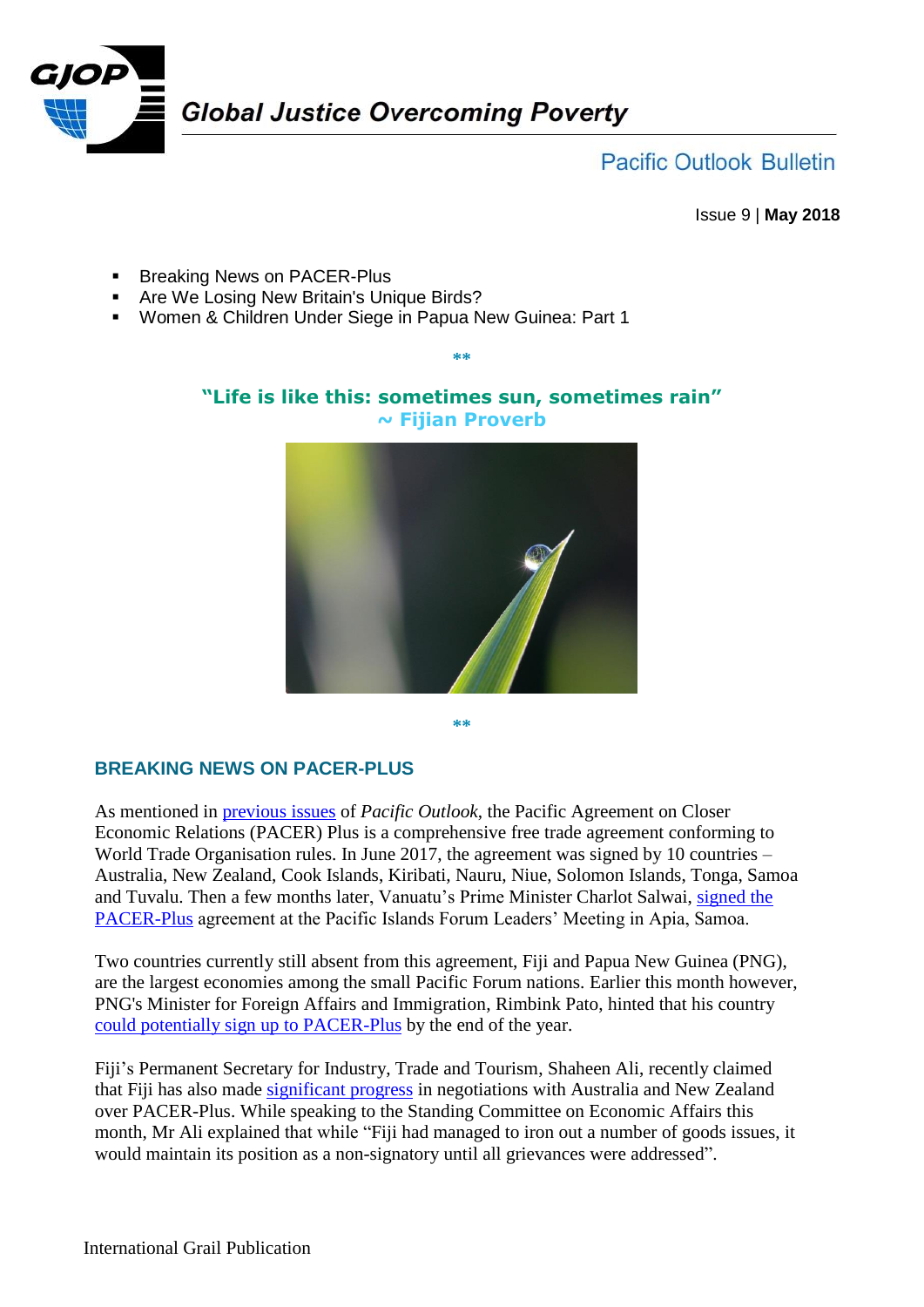# Global Justice Overcoming Poverty

## Pacific Outlook Bulletin

Issue 9 | **May 2018**

- Breaking News on PACER-Plus
- Are We Losing New Britain's Unique Birds?
- Women & Children Under Siege in Papua New Guinea: Part 1

**

**"Life is like this: sometimes sun, sometimes rain"**
**~ Fijian Proverb**

**

## BREAKING NEWS ON PACER-PLUS

As mentioned in previous issues of *Pacific Outlook*, the Pacific Agreement on Closer Economic Relations (PACER) Plus is a comprehensive free trade agreement conforming to World Trade Organisation rules. In June 2017, the agreement was signed by 10 countries – Australia, New Zealand, Cook Islands, Kiribati, Nauru, Niue, Solomon Islands, Tonga, Samoa and Tuvalu. Then a few months later, Vanuatu's Prime Minister Charlot Salwai, signed the PACER-Plus agreement at the Pacific Islands Forum Leaders' Meeting in Apia, Samoa.

Two countries currently still absent from this agreement, Fiji and Papua New Guinea (PNG), are the largest economies among the small Pacific Forum nations. Earlier this month however, PNG's Minister for Foreign Affairs and Immigration, Rimbink Pato, hinted that his country could potentially sign up to PACER-Plus by the end of the year.

Fiji's Permanent Secretary for Industry, Trade and Tourism, Shaheen Ali, recently claimed that Fiji has also made significant progress in negotiations with Australia and New Zealand over PACER-Plus. While speaking to the Standing Committee on Economic Affairs this month, Mr Ali explained that while "Fiji had managed to iron out a number of goods issues, it would maintain its position as a non-signatory until all grievances were addressed".

International Grail Publication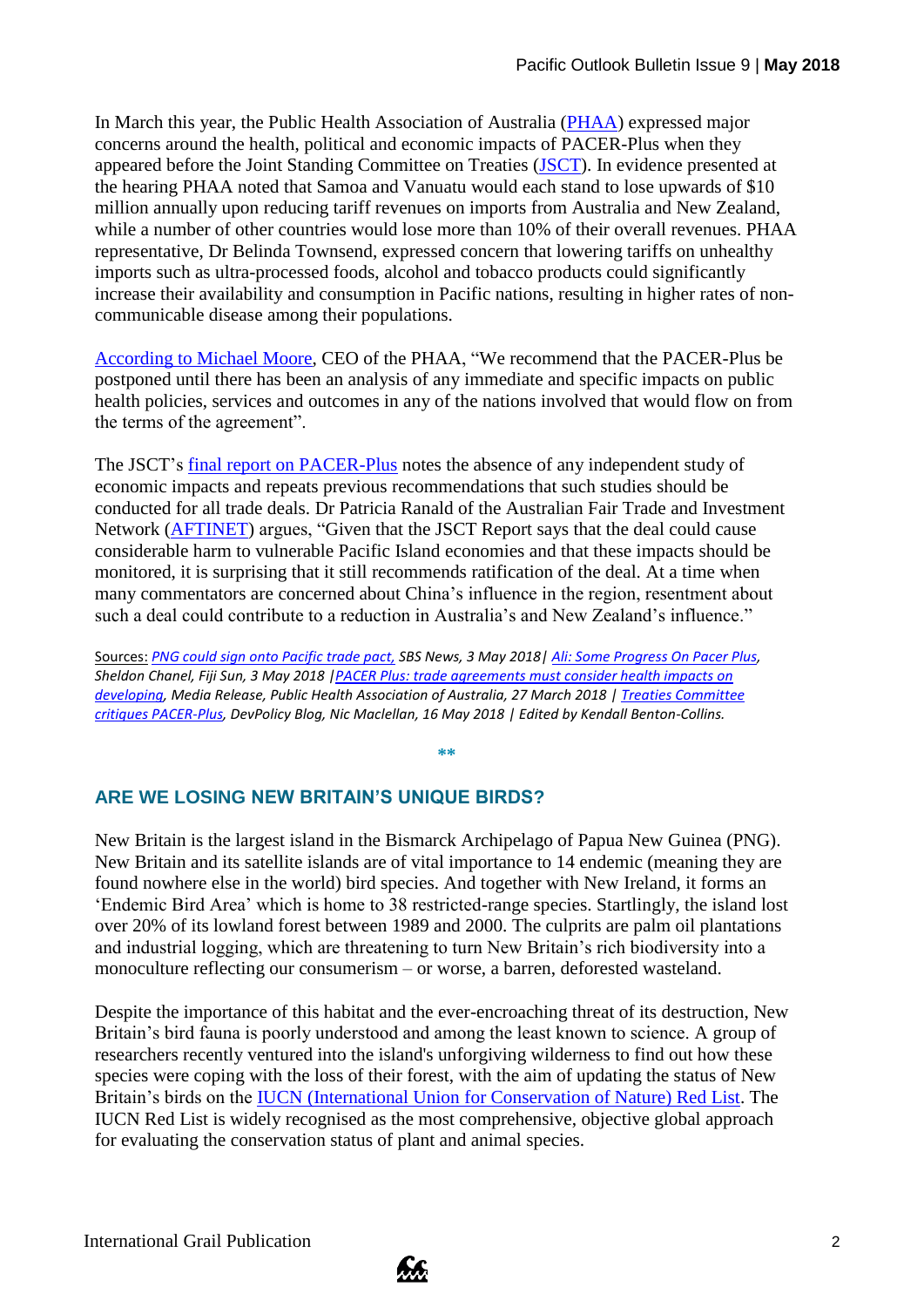In March this year, the Public Health Association of Australia (PHAA) expressed major concerns around the health, political and economic impacts of PACER-Plus when they appeared before the Joint Standing Committee on Treaties (JSCT). In evidence presented at the hearing PHAA noted that Samoa and Vanuatu would each stand to lose upwards of $10 million annually upon reducing tariff revenues on imports from Australia and New Zealand, while a number of other countries would lose more than 10% of their overall revenues. PHAA representative, Dr Belinda Townsend, expressed concern that lowering tariffs on unhealthy imports such as ultra-processed foods, alcohol and tobacco products could significantly increase their availability and consumption in Pacific nations, resulting in higher rates of non-communicable disease among their populations.

According to Michael Moore, CEO of the PHAA, "We recommend that the PACER-Plus be postponed until there has been an analysis of any immediate and specific impacts on public health policies, services and outcomes in any of the nations involved that would flow on from the terms of the agreement".

The JSCT's final report on PACER-Plus notes the absence of any independent study of economic impacts and repeats previous recommendations that such studies should be conducted for all trade deals. Dr Patricia Ranald of the Australian Fair Trade and Investment Network (AFTINET) argues, "Given that the JSCT Report says that the deal could cause considerable harm to vulnerable Pacific Island economies and that these impacts should be monitored, it is surprising that it still recommends ratification of the deal. At a time when many commentators are concerned about China's influence in the region, resentment about such a deal could contribute to a reduction in Australia's and New Zealand's influence."

Sources: *PNG could sign onto Pacific trade pact, SBS News, 3 May 2018| Ali: Some Progress On Pacer Plus, Sheldon Chanel, Fiji Sun, 3 May 2018 |PACER Plus: trade agreements must consider health impacts on developing, Media Release, Public Health Association of Australia, 27 March 2018 | Treaties Committee critiques PACER-Plus, DevPolicy Blog, Nic Maclellan, 16 May 2018 | Edited by Kendall Benton-Collins.*

**

## ARE WE LOSING NEW BRITAIN'S UNIQUE BIRDS?

New Britain is the largest island in the Bismarck Archipelago of Papua New Guinea (PNG). New Britain and its satellite islands are of vital importance to 14 endemic (meaning they are found nowhere else in the world) bird species. And together with New Ireland, it forms an 'Endemic Bird Area' which is home to 38 restricted-range species. Startlingly, the island lost over 20% of its lowland forest between 1989 and 2000. The culprits are palm oil plantations and industrial logging, which are threatening to turn New Britain's rich biodiversity into a monoculture reflecting our consumerism – or worse, a barren, deforested wasteland.

Despite the importance of this habitat and the ever-encroaching threat of its destruction, New Britain's bird fauna is poorly understood and among the least known to science. A group of researchers recently ventured into the island's unforgiving wilderness to find out how these species were coping with the loss of their forest, with the aim of updating the status of New Britain's birds on the IUCN (International Union for Conservation of Nature) Red List. The IUCN Red List is widely recognised as the most comprehensive, objective global approach for evaluating the conservation status of plant and animal species.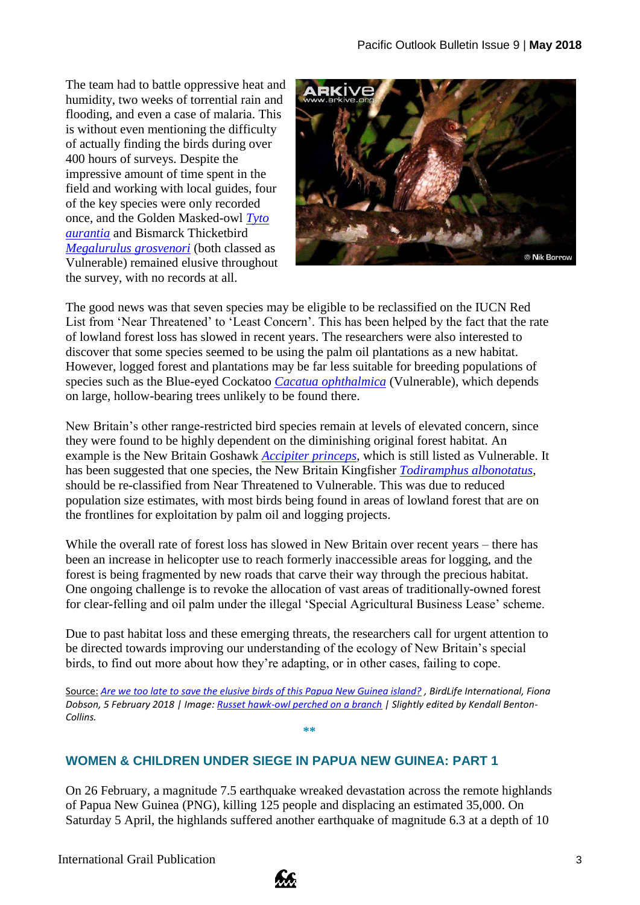The team had to battle oppressive heat and humidity, two weeks of torrential rain and flooding, and even a case of malaria. This is without even mentioning the difficulty of actually finding the birds during over 400 hours of surveys. Despite the impressive amount of time spent in the field and working with local guides, four of the key species were only recorded once, and the Golden Masked-owl *Tyto aurantia* and Bismarck Thicketbird *Megalurulus grosvenori* (both classed as Vulnerable) remained elusive throughout the survey, with no records at all.

The good news was that seven species may be eligible to be reclassified on the IUCN Red List from 'Near Threatened' to 'Least Concern'. This has been helped by the fact that the rate of lowland forest loss has slowed in recent years. The researchers were also interested to discover that some species seemed to be using the palm oil plantations as a new habitat. However, logged forest and plantations may be far less suitable for breeding populations of species such as the Blue-eyed Cockatoo *Cacatua ophthalmica* (Vulnerable), which depends on large, hollow-bearing trees unlikely to be found there.

New Britain's other range-restricted bird species remain at levels of elevated concern, since they were found to be highly dependent on the diminishing original forest habitat. An example is the New Britain Goshawk *Accipiter princeps*, which is still listed as Vulnerable. It has been suggested that one species, the New Britain Kingfisher *Todiramphus albonotatus*, should be re-classified from Near Threatened to Vulnerable. This was due to reduced population size estimates, with most birds being found in areas of lowland forest that are on the frontlines for exploitation by palm oil and logging projects.

While the overall rate of forest loss has slowed in New Britain over recent years – there has been an increase in helicopter use to reach formerly inaccessible areas for logging, and the forest is being fragmented by new roads that carve their way through the precious habitat. One ongoing challenge is to revoke the allocation of vast areas of traditionally-owned forest for clear-felling and oil palm under the illegal 'Special Agricultural Business Lease' scheme.

Due to past habitat loss and these emerging threats, the researchers call for urgent attention to be directed towards improving our understanding of the ecology of New Britain's special birds, to find out more about how they're adapting, or in other cases, failing to cope.

Source: *Are we too late to save the elusive birds of this Papua New Guinea island?*, *BirdLife International, Fiona Dobson, 5 February 2018 | Image: Russet hawk-owl perched on a branch | Slightly edited by Kendall Benton-Collins.*

**

## WOMEN & CHILDREN UNDER SIEGE IN PAPUA NEW GUINEA: PART 1

On 26 February, a magnitude 7.5 earthquake wreaked devastation across the remote highlands of Papua New Guinea (PNG), killing 125 people and displacing an estimated 35,000. On Saturday 5 April, the highlands suffered another earthquake of magnitude 6.3 at a depth of 10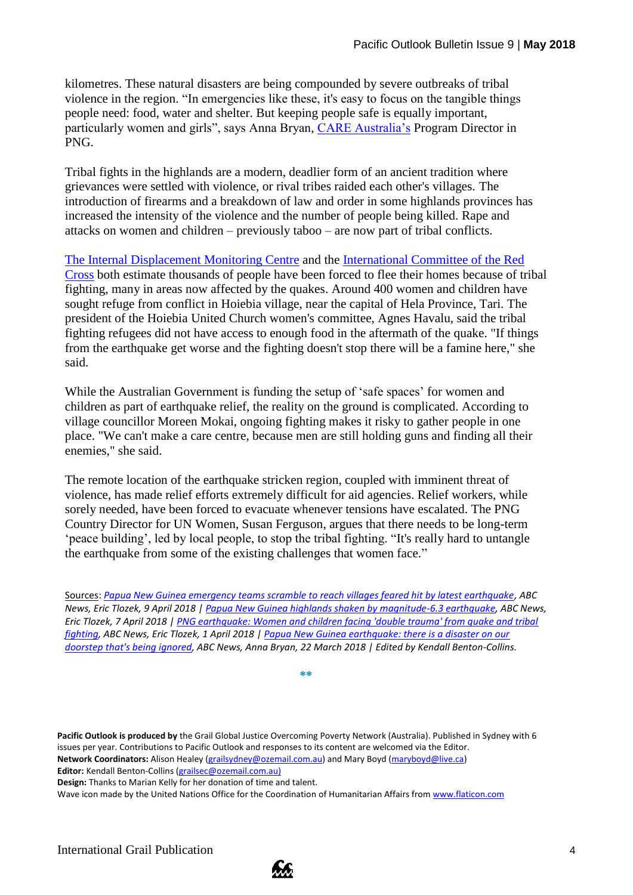kilometres. These natural disasters are being compounded by severe outbreaks of tribal violence in the region. “In emergencies like these, it's easy to focus on the tangible things people need: food, water and shelter. But keeping people safe is equally important, particularly women and girls”, says Anna Bryan, CARE Australia’s Program Director in PNG.

Tribal fights in the highlands are a modern, deadlier form of an ancient tradition where grievances were settled with violence, or rival tribes raided each other's villages. The introduction of firearms and a breakdown of law and order in some highlands provinces has increased the intensity of the violence and the number of people being killed. Rape and attacks on women and children – previously taboo – are now part of tribal conflicts.

The Internal Displacement Monitoring Centre and the International Committee of the Red Cross both estimate thousands of people have been forced to flee their homes because of tribal fighting, many in areas now affected by the quakes. Around 400 women and children have sought refuge from conflict in Hoiebia village, near the capital of Hela Province, Tari. The president of the Hoiebia United Church women's committee, Agnes Havalu, said the tribal fighting refugees did not have access to enough food in the aftermath of the quake. "If things from the earthquake get worse and the fighting doesn't stop there will be a famine here," she said.

While the Australian Government is funding the setup of ‘safe spaces’ for women and children as part of earthquake relief, the reality on the ground is complicated. According to village councillor Moreen Mokai, ongoing fighting makes it risky to gather people in one place. "We can't make a care centre, because men are still holding guns and finding all their enemies," she said.

The remote location of the earthquake stricken region, coupled with imminent threat of violence, has made relief efforts extremely difficult for aid agencies. Relief workers, while sorely needed, have been forced to evacuate whenever tensions have escalated. The PNG Country Director for UN Women, Susan Ferguson, argues that there needs to be long-term ‘peace building’, led by local people, to stop the tribal fighting. “It's really hard to untangle the earthquake from some of the existing challenges that women face.”

Sources: *Papua New Guinea emergency teams scramble to reach villages feared hit by latest earthquake, ABC News, Eric Tlozek, 9 April 2018 | Papua New Guinea highlands shaken by magnitude-6.3 earthquake, ABC News, Eric Tlozek, 7 April 2018 | PNG earthquake: Women and children facing 'double trauma' from quake and tribal fighting, ABC News, Eric Tlozek, 1 April 2018 | Papua New Guinea earthquake: there is a disaster on our doorstep that's being ignored, ABC News, Anna Bryan, 22 March 2018 | Edited by Kendall Benton-Collins.*

\*\*

**Pacific Outlook is produced by** the Grail Global Justice Overcoming Poverty Network (Australia). Published in Sydney with 6 issues per year. Contributions to Pacific Outlook and responses to its content are welcomed via the Editor.
**Network Coordinators:** Alison Healey (grailsydney@ozemail.com.au) and Mary Boyd (maryboyd@live.ca)
**Editor:** Kendall Benton-Collins (grailsec@ozemail.com.au)
**Design:** Thanks to Marian Kelly for her donation of time and talent.
Wave icon made by the United Nations Office for the Coordination of Humanitarian Affairs from www.flaticon.com

International Grail Publication